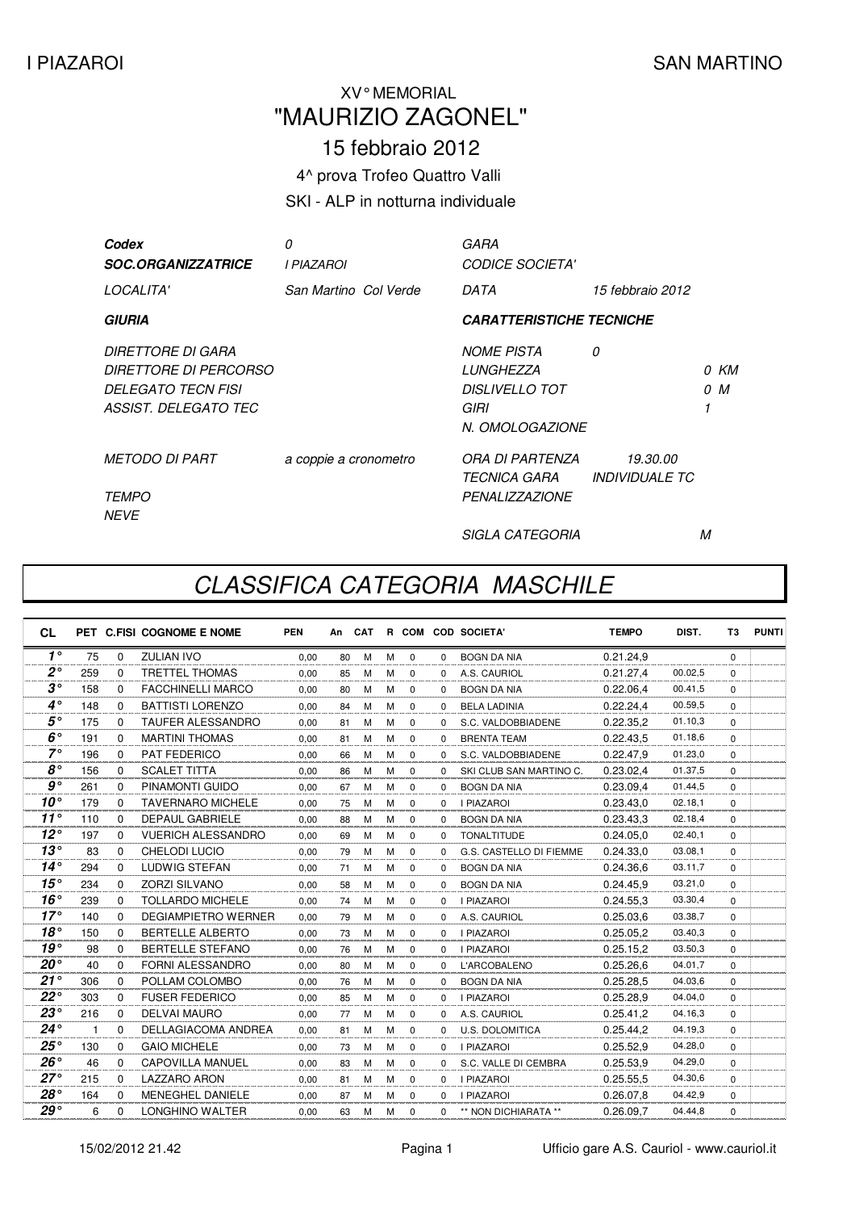I PIAZAROI — SAN MARTINO

# XV° MEMORIAL
# "MAURIZIO ZAGONEL"
## 15 febbraio 2012
4^ prova Trofeo Quattro Valli

SKI - ALP in notturna individuale

| | | | |
|---|---|---|---|
| ***Codex*** | *0* | *GARA* | |
| ***SOC.ORGANIZZATRICE*** | *I PIAZAROI* | *CODICE SOCIETA'* | |
| *LOCALITA'* | *San Martino Col Verde* | *DATA* | *15 febbraio 2012* |
| ***GIURIA*** | | ***CARATTERISTICHE TECNICHE*** | |
| *DIRETTORE DI GARA* | | *NOME PISTA* | *0* |
| *DIRETTORE DI PERCORSO* | | *LUNGHEZZA* | *0 KM* |
| *DELEGATO TECN FISI* | | *DISLIVELLO TOT* | *0 M* |
| *ASSIST. DELEGATO TEC* | | *GIRI* | *1* |
| | | *N. OMOLOGAZIONE* | |
| *METODO DI PART* | *a coppie a cronometro* | *ORA DI PARTENZA* | *19.30.00* |
| | | *TECNICA GARA* | *INDIVIDUALE TC* |
| *TEMPO* | | *PENALIZZAZIONE* | |
| *NEVE* | | | |
| | | *SIGLA CATEGORIA* | *M* |

# *CLASSIFICA CATEGORIA MASCHILE*

| CL | PET | C.FISI | COGNOME E NOME | PEN | An | CAT | R | COM | COD | SOCIETA' | TEMPO | DIST. | T3 | PUNTI |
|---|---|---|---|---|---|---|---|---|---|---|---|---|---|---|
| 1° | 75 | 0 | ZULIAN IVO | 0,00 | 80 | M | M | 0 | 0 | BOGN DA NIA | 0.21.24,9 | | 0 | |
| 2° | 259 | 0 | TRETTEL THOMAS | 0,00 | 85 | M | M | 0 | 0 | A.S. CAURIOL | 0.21.27,4 | 00.02,5 | 0 | |
| 3° | 158 | 0 | FACCHINELLI MARCO | 0,00 | 80 | M | M | 0 | 0 | BOGN DA NIA | 0.22.06,4 | 00.41,5 | 0 | |
| 4° | 148 | 0 | BATTISTI LORENZO | 0,00 | 84 | M | M | 0 | 0 | BELA LADINIA | 0.22.24,4 | 00.59,5 | 0 | |
| 5° | 175 | 0 | TAUFER ALESSANDRO | 0,00 | 81 | M | M | 0 | 0 | S.C. VALDOBBIADENE | 0.22.35,2 | 01.10,3 | 0 | |
| 6° | 191 | 0 | MARTINI THOMAS | 0,00 | 81 | M | M | 0 | 0 | BRENTA TEAM | 0.22.43,5 | 01.18,6 | 0 | |
| 7° | 196 | 0 | PAT FEDERICO | 0,00 | 66 | M | M | 0 | 0 | S.C. VALDOBBIADENE | 0.22.47,9 | 01.23,0 | 0 | |
| 8° | 156 | 0 | SCALET TITTA | 0,00 | 86 | M | M | 0 | 0 | SKI CLUB SAN MARTINO C. | 0.23.02,4 | 01.37,5 | 0 | |
| 9° | 261 | 0 | PINAMONTI GUIDO | 0,00 | 67 | M | M | 0 | 0 | BOGN DA NIA | 0.23.09,4 | 01.44,5 | 0 | |
| 10° | 179 | 0 | TAVERNARO MICHELE | 0,00 | 75 | M | M | 0 | 0 | I PIAZAROI | 0.23.43,0 | 02.18,1 | 0 | |
| 11° | 110 | 0 | DEPAUL GABRIELE | 0,00 | 88 | M | M | 0 | 0 | BOGN DA NIA | 0.23.43,3 | 02.18,4 | 0 | |
| 12° | 197 | 0 | VUERICH ALESSANDRO | 0,00 | 69 | M | M | 0 | 0 | TONALTITUDE | 0.24.05,0 | 02.40,1 | 0 | |
| 13° | 83 | 0 | CHELODI LUCIO | 0,00 | 79 | M | M | 0 | 0 | G.S. CASTELLO DI FIEMME | 0.24.33,0 | 03.08,1 | 0 | |
| 14° | 294 | 0 | LUDWIG STEFAN | 0,00 | 71 | M | M | 0 | 0 | BOGN DA NIA | 0.24.36,6 | 03.11,7 | 0 | |
| 15° | 234 | 0 | ZORZI SILVANO | 0,00 | 58 | M | M | 0 | 0 | BOGN DA NIA | 0.24.45,9 | 03.21,0 | 0 | |
| 16° | 239 | 0 | TOLLARDO MICHELE | 0,00 | 74 | M | M | 0 | 0 | I PIAZAROI | 0.24.55,3 | 03.30,4 | 0 | |
| 17° | 140 | 0 | DEGIAMPIETRO WERNER | 0,00 | 79 | M | M | 0 | 0 | A.S. CAURIOL | 0.25.03,6 | 03.38,7 | 0 | |
| 18° | 150 | 0 | BERTELLE ALBERTO | 0,00 | 73 | M | M | 0 | 0 | I PIAZAROI | 0.25.05,2 | 03.40,3 | 0 | |
| 19° | 98 | 0 | BERTELLE STEFANO | 0,00 | 76 | M | M | 0 | 0 | I PIAZAROI | 0.25.15,2 | 03.50,3 | 0 | |
| 20° | 40 | 0 | FORNI ALESSANDRO | 0,00 | 80 | M | M | 0 | 0 | L'ARCOBALENO | 0.25.26,6 | 04.01,7 | 0 | |
| 21° | 306 | 0 | POLLAM COLOMBO | 0,00 | 76 | M | M | 0 | 0 | BOGN DA NIA | 0.25.28,5 | 04.03,6 | 0 | |
| 22° | 303 | 0 | FUSER FEDERICO | 0,00 | 85 | M | M | 0 | 0 | I PIAZAROI | 0.25.28,9 | 04.04,0 | 0 | |
| 23° | 216 | 0 | DELVAI MAURO | 0,00 | 77 | M | M | 0 | 0 | A.S. CAURIOL | 0.25.41,2 | 04.16,3 | 0 | |
| 24° | 1 | 0 | DELLAGIACOMA ANDREA | 0,00 | 81 | M | M | 0 | 0 | U.S. DOLOMITICA | 0.25.44,2 | 04.19,3 | 0 | |
| 25° | 130 | 0 | GAIO MICHELE | 0,00 | 73 | M | M | 0 | 0 | I PIAZAROI | 0.25.52,9 | 04.28,0 | 0 | |
| 26° | 46 | 0 | CAPOVILLA MANUEL | 0,00 | 83 | M | M | 0 | 0 | S.C. VALLE DI CEMBRA | 0.25.53,9 | 04.29,0 | 0 | |
| 27° | 215 | 0 | LAZZARO ARON | 0,00 | 81 | M | M | 0 | 0 | I PIAZAROI | 0.25.55,5 | 04.30,6 | 0 | |
| 28° | 164 | 0 | MENEGHEL DANIELE | 0,00 | 87 | M | M | 0 | 0 | I PIAZAROI | 0.26.07,8 | 04.42,9 | 0 | |
| 29° | 6 | 0 | LONGHINO WALTER | 0,00 | 63 | M | M | 0 | 0 | ** NON DICHIARATA ** | 0.26.09,7 | 04.44,8 | 0 | |

15/02/2012 21.42 — Ufficio gare A.S. Cauriol - www.cauriol.it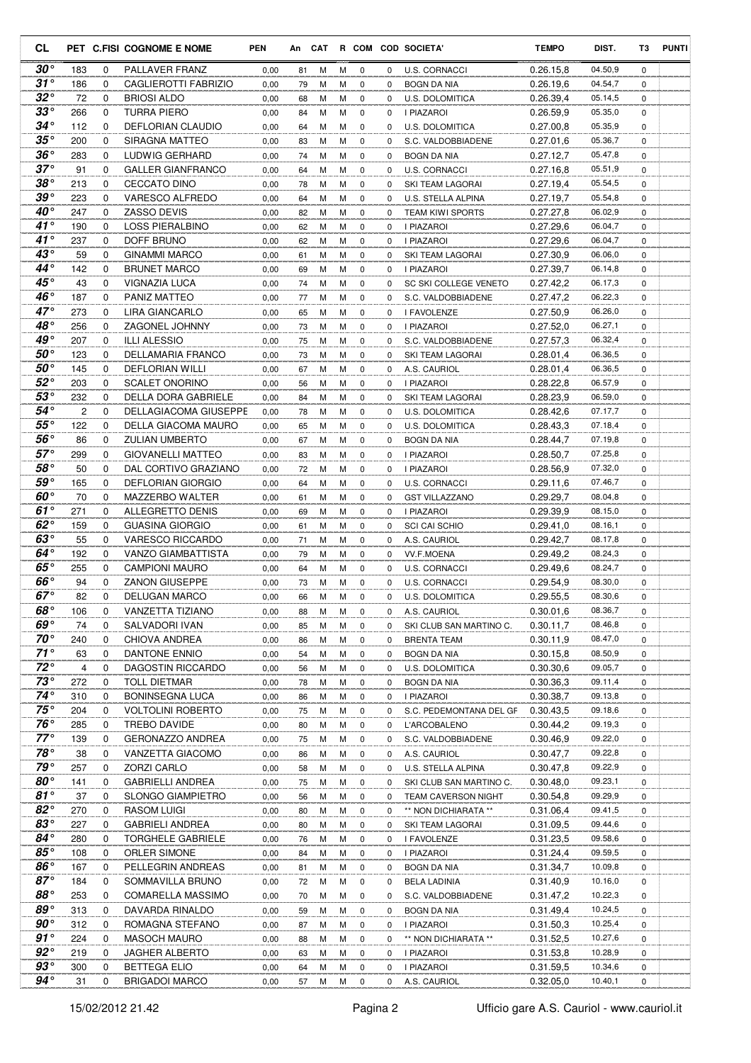| CL | PET | C.FISI | COGNOME E NOME | PEN | An | CAT | R | COM | COD | SOCIETA' | TEMPO | DIST. | T3 | PUNTI |
|---|---|---|---|---|---|---|---|---|---|---|---|---|---|---|
| 30° | 183 | 0 | PALLAVER FRANZ | 0,00 | 81 | M | M | 0 | 0 | U.S. CORNACCI | 0.26.15,8 | 04.50,9 | 0 | |
| 31° | 186 | 0 | CAGLIEROTTI FABRIZIO | 0,00 | 79 | M | M | 0 | 0 | BOGN DA NIA | 0.26.19,6 | 04.54,7 | 0 | |
| 32° | 72 | 0 | BRIOSI ALDO | 0,00 | 68 | M | M | 0 | 0 | U.S. DOLOMITICA | 0.26.39,4 | 05.14,5 | 0 | |
| 33° | 266 | 0 | TURRA PIERO | 0,00 | 84 | M | M | 0 | 0 | I PIAZAROI | 0.26.59,9 | 05.35,0 | 0 | |
| 34° | 112 | 0 | DEFLORIAN CLAUDIO | 0,00 | 64 | M | M | 0 | 0 | U.S. DOLOMITICA | 0.27.00,8 | 05.35,9 | 0 | |
| 35° | 200 | 0 | SIRAGNA MATTEO | 0,00 | 83 | M | M | 0 | 0 | S.C. VALDOBBIADENE | 0.27.01,6 | 05.36,7 | 0 | |
| 36° | 283 | 0 | LUDWIG GERHARD | 0,00 | 74 | M | M | 0 | 0 | BOGN DA NIA | 0.27.12,7 | 05.47,8 | 0 | |
| 37° | 91 | 0 | GALLER GIANFRANCO | 0,00 | 64 | M | M | 0 | 0 | U.S. CORNACCI | 0.27.16,8 | 05.51,9 | 0 | |
| 38° | 213 | 0 | CECCATO DINO | 0,00 | 78 | M | M | 0 | 0 | SKI TEAM LAGORAI | 0.27.19,4 | 05.54,5 | 0 | |
| 39° | 223 | 0 | VARESCO ALFREDO | 0,00 | 64 | M | M | 0 | 0 | U.S. STELLA ALPINA | 0.27.19,7 | 05.54,8 | 0 | |
| 40° | 247 | 0 | ZASSO DEVIS | 0,00 | 82 | M | M | 0 | 0 | TEAM KIWI SPORTS | 0.27.27,8 | 06.02,9 | 0 | |
| 41° | 190 | 0 | LOSS PIERALBINO | 0,00 | 62 | M | M | 0 | 0 | I PIAZAROI | 0.27.29,6 | 06.04,7 | 0 | |
| 41° | 237 | 0 | DOFF BRUNO | 0,00 | 62 | M | M | 0 | 0 | I PIAZAROI | 0.27.29,6 | 06.04,7 | 0 | |
| 43° | 59 | 0 | GINAMMI MARCO | 0,00 | 61 | M | M | 0 | 0 | SKI TEAM LAGORAI | 0.27.30,9 | 06.06,0 | 0 | |
| 44° | 142 | 0 | BRUNET MARCO | 0,00 | 69 | M | M | 0 | 0 | I PIAZAROI | 0.27.39,7 | 06.14,8 | 0 | |
| 45° | 43 | 0 | VIGNAZIA LUCA | 0,00 | 74 | M | M | 0 | 0 | SC SKI COLLEGE VENETO | 0.27.42,2 | 06.17,3 | 0 | |
| 46° | 187 | 0 | PANIZ MATTEO | 0,00 | 77 | M | M | 0 | 0 | S.C. VALDOBBIADENE | 0.27.47,2 | 06.22,3 | 0 | |
| 47° | 273 | 0 | LIRA GIANCARLO | 0,00 | 65 | M | M | 0 | 0 | I FAVOLENZE | 0.27.50,9 | 06.26,0 | 0 | |
| 48° | 256 | 0 | ZAGONEL JOHNNY | 0,00 | 73 | M | M | 0 | 0 | I PIAZAROI | 0.27.52,0 | 06.27,1 | 0 | |
| 49° | 207 | 0 | ILLI ALESSIO | 0,00 | 75 | M | M | 0 | 0 | S.C. VALDOBBIADENE | 0.27.57,3 | 06.32,4 | 0 | |
| 50° | 123 | 0 | DELLAMARIA FRANCO | 0,00 | 73 | M | M | 0 | 0 | SKI TEAM LAGORAI | 0.28.01,4 | 06.36,5 | 0 | |
| 50° | 145 | 0 | DEFLORIAN WILLI | 0,00 | 67 | M | M | 0 | 0 | A.S. CAURIOL | 0.28.01,4 | 06.36,5 | 0 | |
| 52° | 203 | 0 | SCALET ONORINO | 0,00 | 56 | M | M | 0 | 0 | I PIAZAROI | 0.28.22,8 | 06.57,9 | 0 | |
| 53° | 232 | 0 | DELLA DORA GABRIELE | 0,00 | 84 | M | M | 0 | 0 | SKI TEAM LAGORAI | 0.28.23,9 | 06.59,0 | 0 | |
| 54° | 2 | 0 | DELLAGIACOMA GIUSEPPE | 0,00 | 78 | M | M | 0 | 0 | U.S. DOLOMITICA | 0.28.42,6 | 07.17,7 | 0 | |
| 55° | 122 | 0 | DELLA GIACOMA MAURO | 0,00 | 65 | M | M | 0 | 0 | U.S. DOLOMITICA | 0.28.43,3 | 07.18,4 | 0 | |
| 56° | 86 | 0 | ZULIAN UMBERTO | 0,00 | 67 | M | M | 0 | 0 | BOGN DA NIA | 0.28.44,7 | 07.19,8 | 0 | |
| 57° | 299 | 0 | GIOVANELLI MATTEO | 0,00 | 83 | M | M | 0 | 0 | I PIAZAROI | 0.28.50,7 | 07.25,8 | 0 | |
| 58° | 50 | 0 | DAL CORTIVO GRAZIANO | 0,00 | 72 | M | M | 0 | 0 | I PIAZAROI | 0.28.56,9 | 07.32,0 | 0 | |
| 59° | 165 | 0 | DEFLORIAN GIORGIO | 0,00 | 64 | M | M | 0 | 0 | U.S. CORNACCI | 0.29.11,6 | 07.46,7 | 0 | |
| 60° | 70 | 0 | MAZZERBO WALTER | 0,00 | 61 | M | M | 0 | 0 | GST VILLAZZANO | 0.29.29,7 | 08.04,8 | 0 | |
| 61° | 271 | 0 | ALLEGRETTO DENIS | 0,00 | 69 | M | M | 0 | 0 | I PIAZAROI | 0.29.39,9 | 08.15,0 | 0 | |
| 62° | 159 | 0 | GUASINA GIORGIO | 0,00 | 61 | M | M | 0 | 0 | SCI CAI SCHIO | 0.29.41,0 | 08.16,1 | 0 | |
| 63° | 55 | 0 | VARESCO RICCARDO | 0,00 | 71 | M | M | 0 | 0 | A.S. CAURIOL | 0.29.42,7 | 08.17,8 | 0 | |
| 64° | 192 | 0 | VANZO GIAMBATTISTA | 0,00 | 79 | M | M | 0 | 0 | VV.F.MOENA | 0.29.49,2 | 08.24,3 | 0 | |
| 65° | 255 | 0 | CAMPIONI MAURO | 0,00 | 64 | M | M | 0 | 0 | U.S. CORNACCI | 0.29.49,6 | 08.24,7 | 0 | |
| 66° | 94 | 0 | ZANON GIUSEPPE | 0,00 | 73 | M | M | 0 | 0 | U.S. CORNACCI | 0.29.54,9 | 08.30,0 | 0 | |
| 67° | 82 | 0 | DELUGAN MARCO | 0,00 | 66 | M | M | 0 | 0 | U.S. DOLOMITICA | 0.29.55,5 | 08.30,6 | 0 | |
| 68° | 106 | 0 | VANZETTA TIZIANO | 0,00 | 88 | M | M | 0 | 0 | A.S. CAURIOL | 0.30.01,6 | 08.36,7 | 0 | |
| 69° | 74 | 0 | SALVADORI IVAN | 0,00 | 85 | M | M | 0 | 0 | SKI CLUB SAN MARTINO C. | 0.30.11,7 | 08.46,8 | 0 | |
| 70° | 240 | 0 | CHIOVA ANDREA | 0,00 | 86 | M | M | 0 | 0 | BRENTA TEAM | 0.30.11,9 | 08.47,0 | 0 | |
| 71° | 63 | 0 | DANTONE ENNIO | 0,00 | 54 | M | M | 0 | 0 | BOGN DA NIA | 0.30.15,8 | 08.50,9 | 0 | |
| 72° | 4 | 0 | DAGOSTIN RICCARDO | 0,00 | 56 | M | M | 0 | 0 | U.S. DOLOMITICA | 0.30.30,6 | 09.05,7 | 0 | |
| 73° | 272 | 0 | TOLL DIETMAR | 0,00 | 78 | M | M | 0 | 0 | BOGN DA NIA | 0.30.36,3 | 09.11,4 | 0 | |
| 74° | 310 | 0 | BONINSEGNA LUCA | 0,00 | 86 | M | M | 0 | 0 | I PIAZAROI | 0.30.38,7 | 09.13,8 | 0 | |
| 75° | 204 | 0 | VOLTOLINI ROBERTO | 0,00 | 75 | M | M | 0 | 0 | S.C. PEDEMONTANA DEL GF | 0.30.43,5 | 09.18,6 | 0 | |
| 76° | 285 | 0 | TREBO DAVIDE | 0,00 | 80 | M | M | 0 | 0 | L'ARCOBALENO | 0.30.44,2 | 09.19,3 | 0 | |
| 77° | 139 | 0 | GERONAZZO ANDREA | 0,00 | 75 | M | M | 0 | 0 | S.C. VALDOBBIADENE | 0.30.46,9 | 09.22,0 | 0 | |
| 78° | 38 | 0 | VANZETTA GIACOMO | 0,00 | 86 | M | M | 0 | 0 | A.S. CAURIOL | 0.30.47,7 | 09.22,8 | 0 | |
| 79° | 257 | 0 | ZORZI CARLO | 0,00 | 58 | M | M | 0 | 0 | U.S. STELLA ALPINA | 0.30.47,8 | 09.22,9 | 0 | |
| 80° | 141 | 0 | GABRIELLI ANDREA | 0,00 | 75 | M | M | 0 | 0 | SKI CLUB SAN MARTINO C. | 0.30.48,0 | 09.23,1 | 0 | |
| 81° | 37 | 0 | SLONGO GIAMPIETRO | 0,00 | 56 | M | M | 0 | 0 | TEAM CAVERSON NIGHT | 0.30.54,8 | 09.29,9 | 0 | |
| 82° | 270 | 0 | RASOM LUIGI | 0,00 | 80 | M | M | 0 | 0 | ** NON DICHIARATA ** | 0.31.06,4 | 09.41,5 | 0 | |
| 83° | 227 | 0 | GABRIELI ANDREA | 0,00 | 80 | M | M | 0 | 0 | SKI TEAM LAGORAI | 0.31.09,5 | 09.44,6 | 0 | |
| 84° | 280 | 0 | TORGHELE GABRIELE | 0,00 | 76 | M | M | 0 | 0 | I FAVOLENZE | 0.31.23,5 | 09.58,6 | 0 | |
| 85° | 108 | 0 | ORLER SIMONE | 0,00 | 84 | M | M | 0 | 0 | I PIAZAROI | 0.31.24,4 | 09.59,5 | 0 | |
| 86° | 167 | 0 | PELLEGRIN ANDREAS | 0,00 | 81 | M | M | 0 | 0 | BOGN DA NIA | 0.31.34,7 | 10.09,8 | 0 | |
| 87° | 184 | 0 | SOMMAVILLA BRUNO | 0,00 | 72 | M | M | 0 | 0 | BELA LADINIA | 0.31.40,9 | 10.16,0 | 0 | |
| 88° | 253 | 0 | COMARELLA MASSIMO | 0,00 | 70 | M | M | 0 | 0 | S.C. VALDOBBIADENE | 0.31.47,2 | 10.22,3 | 0 | |
| 89° | 313 | 0 | DAVARDA RINALDO | 0,00 | 59 | M | M | 0 | 0 | BOGN DA NIA | 0.31.49,4 | 10.24,5 | 0 | |
| 90° | 312 | 0 | ROMAGNA STEFANO | 0,00 | 87 | M | M | 0 | 0 | I PIAZAROI | 0.31.50,3 | 10.25,4 | 0 | |
| 91° | 224 | 0 | MASOCH MAURO | 0,00 | 88 | M | M | 0 | 0 | ** NON DICHIARATA ** | 0.31.52,5 | 10.27,6 | 0 | |
| 92° | 219 | 0 | JAGHER ALBERTO | 0,00 | 63 | M | M | 0 | 0 | I PIAZAROI | 0.31.53,8 | 10.28,9 | 0 | |
| 93° | 300 | 0 | BETTEGA ELIO | 0,00 | 64 | M | M | 0 | 0 | I PIAZAROI | 0.31.59,5 | 10.34,6 | 0 | |
| 94° | 31 | 0 | BRIGADOI MARCO | 0,00 | 57 | M | M | 0 | 0 | A.S. CAURIOL | 0.32.05,0 | 10.40,1 | 0 | |

15/02/2012 21.42 — Ufficio gare A.S. Cauriol - www.cauriol.it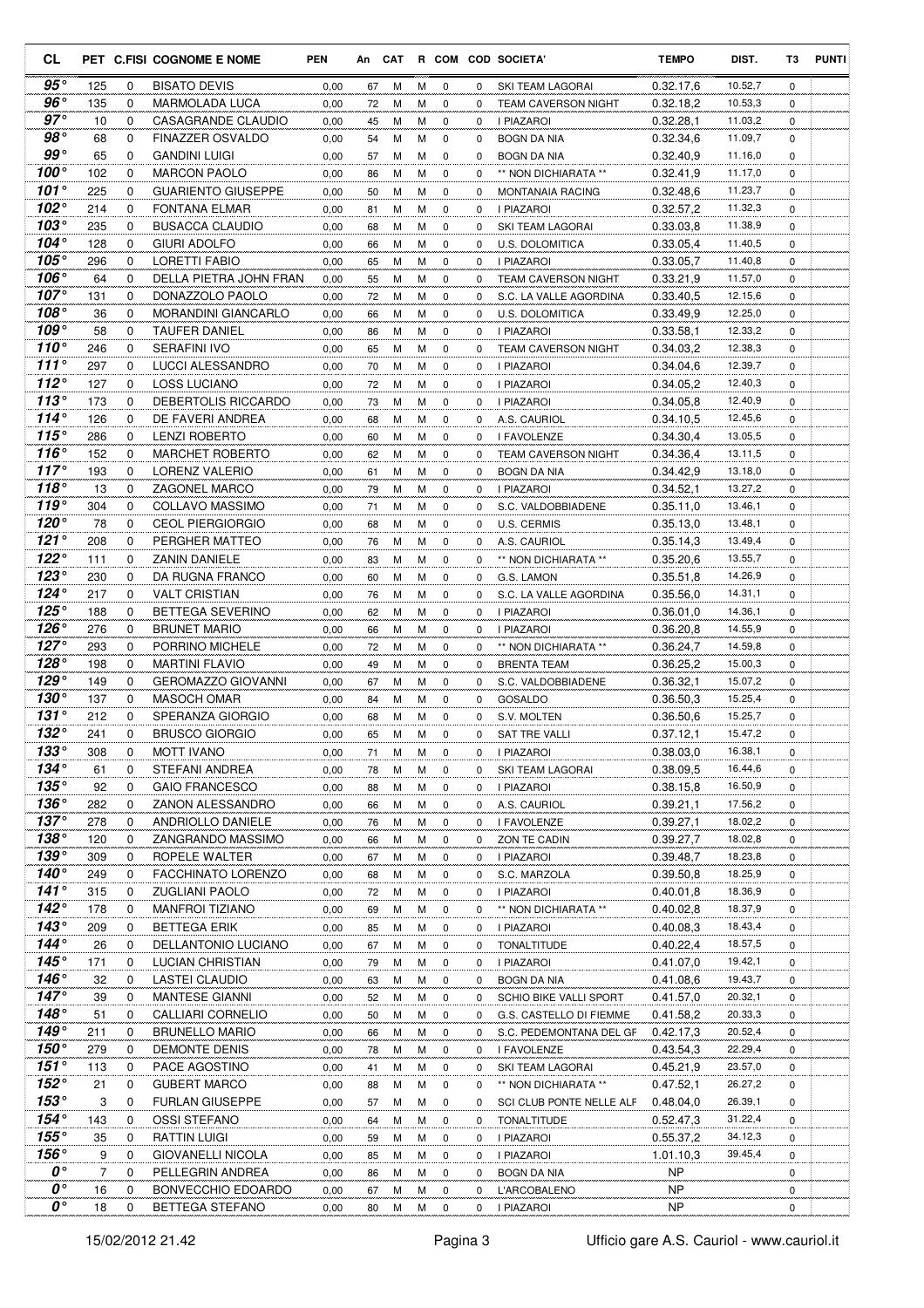| CL | PET | C.FISI | COGNOME E NOME | PEN | An | CAT | R | COM | COD | SOCIETA' | TEMPO | DIST. | T3 | PUNTI |
|---|---|---|---|---|---|---|---|---|---|---|---|---|---|---|
| 95° | 125 | 0 | BISATO DEVIS | 0,00 | 67 | M | M | 0 | 0 | SKI TEAM LAGORAI | 0.32.17,6 | 10.52,7 | 0 | |
| 96° | 135 | 0 | MARMOLADA LUCA | 0,00 | 72 | M | M | 0 | 0 | TEAM CAVERSON NIGHT | 0.32.18,2 | 10.53,3 | 0 | |
| 97° | 10 | 0 | CASAGRANDE CLAUDIO | 0,00 | 45 | M | M | 0 | 0 | I PIAZAROI | 0.32.28,1 | 11.03,2 | 0 | |
| 98° | 68 | 0 | FINAZZER OSVALDO | 0,00 | 54 | M | M | 0 | 0 | BOGN DA NIA | 0.32.34,6 | 11.09,7 | 0 | |
| 99° | 65 | 0 | GANDINI LUIGI | 0,00 | 57 | M | M | 0 | 0 | BOGN DA NIA | 0.32.40,9 | 11.16,0 | 0 | |
| 100° | 102 | 0 | MARCON PAOLO | 0,00 | 86 | M | M | 0 | 0 | ** NON DICHIARATA ** | 0.32.41,9 | 11.17,0 | 0 | |
| 101° | 225 | 0 | GUARIENTO GIUSEPPE | 0,00 | 50 | M | M | 0 | 0 | MONTANAIA RACING | 0.32.48,6 | 11.23,7 | 0 | |
| 102° | 214 | 0 | FONTANA ELMAR | 0,00 | 81 | M | M | 0 | 0 | I PIAZAROI | 0.32.57,2 | 11.32,3 | 0 | |
| 103° | 235 | 0 | BUSACCA CLAUDIO | 0,00 | 68 | M | M | 0 | 0 | SKI TEAM LAGORAI | 0.33.03,8 | 11.38,9 | 0 | |
| 104° | 128 | 0 | GIURI ADOLFO | 0,00 | 66 | M | M | 0 | 0 | U.S. DOLOMITICA | 0.33.05,4 | 11.40,5 | 0 | |
| 105° | 296 | 0 | LORETTI FABIO | 0,00 | 65 | M | M | 0 | 0 | I PIAZAROI | 0.33.05,7 | 11.40,8 | 0 | |
| 106° | 64 | 0 | DELLA PIETRA JOHN FRAN | 0,00 | 55 | M | M | 0 | 0 | TEAM CAVERSON NIGHT | 0.33.21,9 | 11.57,0 | 0 | |
| 107° | 131 | 0 | DONAZZOLO PAOLO | 0,00 | 72 | M | M | 0 | 0 | S.C. LA VALLE AGORDINA | 0.33.40,5 | 12.15,6 | 0 | |
| 108° | 36 | 0 | MORANDINI GIANCARLO | 0,00 | 66 | M | M | 0 | 0 | U.S. DOLOMITICA | 0.33.49,9 | 12.25,0 | 0 | |
| 109° | 58 | 0 | TAUFER DANIEL | 0,00 | 86 | M | M | 0 | 0 | I PIAZAROI | 0.33.58,1 | 12.33,2 | 0 | |
| 110° | 246 | 0 | SERAFINI IVO | 0,00 | 65 | M | M | 0 | 0 | TEAM CAVERSON NIGHT | 0.34.03,2 | 12.38,3 | 0 | |
| 111° | 297 | 0 | LUCCI ALESSANDRO | 0,00 | 70 | M | M | 0 | 0 | I PIAZAROI | 0.34.04,6 | 12.39,7 | 0 | |
| 112° | 127 | 0 | LOSS LUCIANO | 0,00 | 72 | M | M | 0 | 0 | I PIAZAROI | 0.34.05,2 | 12.40,3 | 0 | |
| 113° | 173 | 0 | DEBERTOLIS RICCARDO | 0,00 | 73 | M | M | 0 | 0 | I PIAZAROI | 0.34.05,8 | 12.40,9 | 0 | |
| 114° | 126 | 0 | DE FAVERI ANDREA | 0,00 | 68 | M | M | 0 | 0 | A.S. CAURIOL | 0.34.10,5 | 12.45,6 | 0 | |
| 115° | 286 | 0 | LENZI ROBERTO | 0,00 | 60 | M | M | 0 | 0 | I FAVOLENZE | 0.34.30,4 | 13.05,5 | 0 | |
| 116° | 152 | 0 | MARCHET ROBERTO | 0,00 | 62 | M | M | 0 | 0 | TEAM CAVERSON NIGHT | 0.34.36,4 | 13.11,5 | 0 | |
| 117° | 193 | 0 | LORENZ VALERIO | 0,00 | 61 | M | M | 0 | 0 | BOGN DA NIA | 0.34.42,9 | 13.18,0 | 0 | |
| 118° | 13 | 0 | ZAGONEL MARCO | 0,00 | 79 | M | M | 0 | 0 | I PIAZAROI | 0.34.52,1 | 13.27,2 | 0 | |
| 119° | 304 | 0 | COLLAVO MASSIMO | 0,00 | 71 | M | M | 0 | 0 | S.C. VALDOBBIADENE | 0.35.11,0 | 13.46,1 | 0 | |
| 120° | 78 | 0 | CEOL PIERGIORGIO | 0,00 | 68 | M | M | 0 | 0 | U.S. CERMIS | 0.35.13,0 | 13.48,1 | 0 | |
| 121° | 208 | 0 | PERGHER MATTEO | 0,00 | 76 | M | M | 0 | 0 | A.S. CAURIOL | 0.35.14,3 | 13.49,4 | 0 | |
| 122° | 111 | 0 | ZANIN DANIELE | 0,00 | 83 | M | M | 0 | 0 | ** NON DICHIARATA ** | 0.35.20,6 | 13.55,7 | 0 | |
| 123° | 230 | 0 | DA RUGNA FRANCO | 0,00 | 60 | M | M | 0 | 0 | G.S. LAMON | 0.35.51,8 | 14.26,9 | 0 | |
| 124° | 217 | 0 | VALT CRISTIAN | 0,00 | 76 | M | M | 0 | 0 | S.C. LA VALLE AGORDINA | 0.35.56,0 | 14.31,1 | 0 | |
| 125° | 188 | 0 | BETTEGA SEVERINO | 0,00 | 62 | M | M | 0 | 0 | I PIAZAROI | 0.36.01,0 | 14.36,1 | 0 | |
| 126° | 276 | 0 | BRUNET MARIO | 0,00 | 66 | M | M | 0 | 0 | I PIAZAROI | 0.36.20,8 | 14.55,9 | 0 | |
| 127° | 293 | 0 | PORRINO MICHELE | 0,00 | 72 | M | M | 0 | 0 | ** NON DICHIARATA ** | 0.36.24,7 | 14.59,8 | 0 | |
| 128° | 198 | 0 | MARTINI FLAVIO | 0,00 | 49 | M | M | 0 | 0 | BRENTA TEAM | 0.36.25,2 | 15.00,3 | 0 | |
| 129° | 149 | 0 | GEROMAZZO GIOVANNI | 0,00 | 67 | M | M | 0 | 0 | S.C. VALDOBBIADENE | 0.36.32,1 | 15.07,2 | 0 | |
| 130° | 137 | 0 | MASOCH OMAR | 0,00 | 84 | M | M | 0 | 0 | GOSALDO | 0.36.50,3 | 15.25,4 | 0 | |
| 131° | 212 | 0 | SPERANZA GIORGIO | 0,00 | 68 | M | M | 0 | 0 | S.V. MOLTEN | 0.36.50,6 | 15.25,7 | 0 | |
| 132° | 241 | 0 | BRUSCO GIORGIO | 0,00 | 65 | M | M | 0 | 0 | SAT TRE VALLI | 0.37.12,1 | 15.47,2 | 0 | |
| 133° | 308 | 0 | MOTT IVANO | 0,00 | 71 | M | M | 0 | 0 | I PIAZAROI | 0.38.03,0 | 16.38,1 | 0 | |
| 134° | 61 | 0 | STEFANI ANDREA | 0,00 | 78 | M | M | 0 | 0 | SKI TEAM LAGORAI | 0.38.09,5 | 16.44,6 | 0 | |
| 135° | 92 | 0 | GAIO FRANCESCO | 0,00 | 88 | M | M | 0 | 0 | I PIAZAROI | 0.38.15,8 | 16.50,9 | 0 | |
| 136° | 282 | 0 | ZANON ALESSANDRO | 0,00 | 66 | M | M | 0 | 0 | A.S. CAURIOL | 0.39.21,1 | 17.56,2 | 0 | |
| 137° | 278 | 0 | ANDRIOLLO DANIELE | 0,00 | 76 | M | M | 0 | 0 | I FAVOLENZE | 0.39.27,1 | 18.02,2 | 0 | |
| 138° | 120 | 0 | ZANGRANDO MASSIMO | 0,00 | 66 | M | M | 0 | 0 | ZON TE CADIN | 0.39.27,7 | 18.02,8 | 0 | |
| 139° | 309 | 0 | ROPELE WALTER | 0,00 | 67 | M | M | 0 | 0 | I PIAZAROI | 0.39.48,7 | 18.23,8 | 0 | |
| 140° | 249 | 0 | FACCHINATO LORENZO | 0,00 | 68 | M | M | 0 | 0 | S.C. MARZOLA | 0.39.50,8 | 18.25,9 | 0 | |
| 141° | 315 | 0 | ZUGLIANI PAOLO | 0,00 | 72 | M | M | 0 | 0 | I PIAZAROI | 0.40.01,8 | 18.36,9 | 0 | |
| 142° | 178 | 0 | MANFROI TIZIANO | 0,00 | 69 | M | M | 0 | 0 | ** NON DICHIARATA ** | 0.40.02,8 | 18.37,9 | 0 | |
| 143° | 209 | 0 | BETTEGA ERIK | 0,00 | 85 | M | M | 0 | 0 | I PIAZAROI | 0.40.08,3 | 18.43,4 | 0 | |
| 144° | 26 | 0 | DELLANTONIO LUCIANO | 0,00 | 67 | M | M | 0 | 0 | TONALTITUDE | 0.40.22,4 | 18.57,5 | 0 | |
| 145° | 171 | 0 | LUCIAN CHRISTIAN | 0,00 | 79 | M | M | 0 | 0 | I PIAZAROI | 0.41.07,0 | 19.42,1 | 0 | |
| 146° | 32 | 0 | LASTEI CLAUDIO | 0,00 | 63 | M | M | 0 | 0 | BOGN DA NIA | 0.41.08,6 | 19.43,7 | 0 | |
| 147° | 39 | 0 | MANTESE GIANNI | 0,00 | 52 | M | M | 0 | 0 | SCHIO BIKE VALLI SPORT | 0.41.57,0 | 20.32,1 | 0 | |
| 148° | 51 | 0 | CALLIARI CORNELIO | 0,00 | 50 | M | M | 0 | 0 | G.S. CASTELLO DI FIEMME | 0.41.58,2 | 20.33,3 | 0 | |
| 149° | 211 | 0 | BRUNELLO MARIO | 0,00 | 66 | M | M | 0 | 0 | S.C. PEDEMONTANA DEL GF | 0.42.17,3 | 20.52,4 | 0 | |
| 150° | 279 | 0 | DEMONTE DENIS | 0,00 | 78 | M | M | 0 | 0 | I FAVOLENZE | 0.43.54,3 | 22.29,4 | 0 | |
| 151° | 113 | 0 | PACE AGOSTINO | 0,00 | 41 | M | M | 0 | 0 | SKI TEAM LAGORAI | 0.45.21,9 | 23.57,0 | 0 | |
| 152° | 21 | 0 | GUBERT MARCO | 0,00 | 88 | M | M | 0 | 0 | ** NON DICHIARATA ** | 0.47.52,1 | 26.27,2 | 0 | |
| 153° | 3 | 0 | FURLAN GIUSEPPE | 0,00 | 57 | M | M | 0 | 0 | SCI CLUB PONTE NELLE ALF | 0.48.04,0 | 26.39,1 | 0 | |
| 154° | 143 | 0 | OSSI STEFANO | 0,00 | 64 | M | M | 0 | 0 | TONALTITUDE | 0.52.47,3 | 31.22,4 | 0 | |
| 155° | 35 | 0 | RATTIN LUIGI | 0,00 | 59 | M | M | 0 | 0 | I PIAZAROI | 0.55.37,2 | 34.12,3 | 0 | |
| 156° | 9 | 0 | GIOVANELLI NICOLA | 0,00 | 85 | M | M | 0 | 0 | I PIAZAROI | 1.01.10,3 | 39.45,4 | 0 | |
| 0° | 7 | 0 | PELLEGRIN ANDREA | 0,00 | 86 | M | M | 0 | 0 | BOGN DA NIA | NP | | 0 | |
| 0° | 16 | 0 | BONVECCHIO EDOARDO | 0,00 | 67 | M | M | 0 | 0 | L'ARCOBALENO | NP | | 0 | |
| 0° | 18 | 0 | BETTEGA STEFANO | 0,00 | 80 | M | M | 0 | 0 | I PIAZAROI | NP | | 0 | |

15/02/2012 21.42 Ufficio gare A.S. Cauriol - www.cauriol.it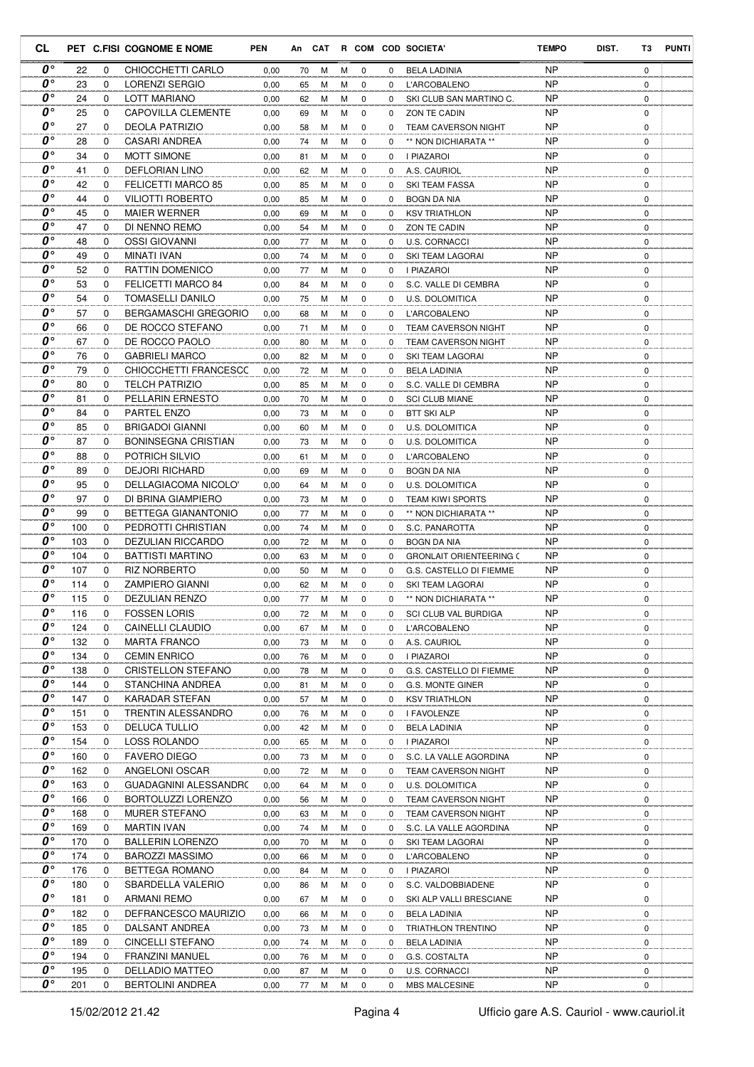| CL | PET | C.FISI | COGNOME E NOME | PEN | An | CAT | R | COM | COD | SOCIETA' | TEMPO | DIST. | T3 | PUNTI |
|---|---|---|---|---|---|---|---|---|---|---|---|---|---|---|
| 0° | 22 | 0 | CHIOCCHETTI CARLO | 0,00 | 70 | M | M | 0 | 0 | BELA LADINIA | NP | | 0 | |
| 0° | 23 | 0 | LORENZI SERGIO | 0,00 | 65 | M | M | 0 | 0 | L'ARCOBALENO | NP | | 0 | |
| 0° | 24 | 0 | LOTT MARIANO | 0,00 | 62 | M | M | 0 | 0 | SKI CLUB SAN MARTINO C. | NP | | 0 | |
| 0° | 25 | 0 | CAPOVILLA CLEMENTE | 0,00 | 69 | M | M | 0 | 0 | ZON TE CADIN | NP | | 0 | |
| 0° | 27 | 0 | DEOLA PATRIZIO | 0,00 | 58 | M | M | 0 | 0 | TEAM CAVERSON NIGHT | NP | | 0 | |
| 0° | 28 | 0 | CASARI ANDREA | 0,00 | 74 | M | M | 0 | 0 | ** NON DICHIARATA ** | NP | | 0 | |
| 0° | 34 | 0 | MOTT SIMONE | 0,00 | 81 | M | M | 0 | 0 | I PIAZAROI | NP | | 0 | |
| 0° | 41 | 0 | DEFLORIAN LINO | 0,00 | 62 | M | M | 0 | 0 | A.S. CAURIOL | NP | | 0 | |
| 0° | 42 | 0 | FELICETTI MARCO 85 | 0,00 | 85 | M | M | 0 | 0 | SKI TEAM FASSA | NP | | 0 | |
| 0° | 44 | 0 | VILIOTTI ROBERTO | 0,00 | 85 | M | M | 0 | 0 | BOGN DA NIA | NP | | 0 | |
| 0° | 45 | 0 | MAIER WERNER | 0,00 | 69 | M | M | 0 | 0 | KSV TRIATHLON | NP | | 0 | |
| 0° | 47 | 0 | DI NENNO REMO | 0,00 | 54 | M | M | 0 | 0 | ZON TE CADIN | NP | | 0 | |
| 0° | 48 | 0 | OSSI GIOVANNI | 0,00 | 77 | M | M | 0 | 0 | U.S. CORNACCI | NP | | 0 | |
| 0° | 49 | 0 | MINATI IVAN | 0,00 | 74 | M | M | 0 | 0 | SKI TEAM LAGORAI | NP | | 0 | |
| 0° | 52 | 0 | RATTIN DOMENICO | 0,00 | 77 | M | M | 0 | 0 | I PIAZAROI | NP | | 0 | |
| 0° | 53 | 0 | FELICETTI MARCO 84 | 0,00 | 84 | M | M | 0 | 0 | S.C. VALLE DI CEMBRA | NP | | 0 | |
| 0° | 54 | 0 | TOMASELLI DANILO | 0,00 | 75 | M | M | 0 | 0 | U.S. DOLOMITICA | NP | | 0 | |
| 0° | 57 | 0 | BERGAMASCHI GREGORIO | 0,00 | 68 | M | M | 0 | 0 | L'ARCOBALENO | NP | | 0 | |
| 0° | 66 | 0 | DE ROCCO STEFANO | 0,00 | 71 | M | M | 0 | 0 | TEAM CAVERSON NIGHT | NP | | 0 | |
| 0° | 67 | 0 | DE ROCCO PAOLO | 0,00 | 80 | M | M | 0 | 0 | TEAM CAVERSON NIGHT | NP | | 0 | |
| 0° | 76 | 0 | GABRIELI MARCO | 0,00 | 82 | M | M | 0 | 0 | SKI TEAM LAGORAI | NP | | 0 | |
| 0° | 79 | 0 | CHIOCCHETTI FRANCESCC | 0,00 | 72 | M | M | 0 | 0 | BELA LADINIA | NP | | 0 | |
| 0° | 80 | 0 | TELCH PATRIZIO | 0,00 | 85 | M | M | 0 | 0 | S.C. VALLE DI CEMBRA | NP | | 0 | |
| 0° | 81 | 0 | PELLARIN ERNESTO | 0,00 | 70 | M | M | 0 | 0 | SCI CLUB MIANE | NP | | 0 | |
| 0° | 84 | 0 | PARTEL ENZO | 0,00 | 73 | M | M | 0 | 0 | BTT SKI ALP | NP | | 0 | |
| 0° | 85 | 0 | BRIGADOI GIANNI | 0,00 | 60 | M | M | 0 | 0 | U.S. DOLOMITICA | NP | | 0 | |
| 0° | 87 | 0 | BONINSEGNA CRISTIAN | 0,00 | 73 | M | M | 0 | 0 | U.S. DOLOMITICA | NP | | 0 | |
| 0° | 88 | 0 | POTRICH SILVIO | 0,00 | 61 | M | M | 0 | 0 | L'ARCOBALENO | NP | | 0 | |
| 0° | 89 | 0 | DEJORI RICHARD | 0,00 | 69 | M | M | 0 | 0 | BOGN DA NIA | NP | | 0 | |
| 0° | 95 | 0 | DELLAGIACOMA NICOLO' | 0,00 | 64 | M | M | 0 | 0 | U.S. DOLOMITICA | NP | | 0 | |
| 0° | 97 | 0 | DI BRINA GIAMPIERO | 0,00 | 73 | M | M | 0 | 0 | TEAM KIWI SPORTS | NP | | 0 | |
| 0° | 99 | 0 | BETTEGA GIANANTONIO | 0,00 | 77 | M | M | 0 | 0 | ** NON DICHIARATA ** | NP | | 0 | |
| 0° | 100 | 0 | PEDROTTI CHRISTIAN | 0,00 | 74 | M | M | 0 | 0 | S.C. PANAROTTA | NP | | 0 | |
| 0° | 103 | 0 | DEZULIAN RICCARDO | 0,00 | 72 | M | M | 0 | 0 | BOGN DA NIA | NP | | 0 | |
| 0° | 104 | 0 | BATTISTI MARTINO | 0,00 | 63 | M | M | 0 | 0 | GRONLAIT ORIENTEERING ( | NP | | 0 | |
| 0° | 107 | 0 | RIZ NORBERTO | 0,00 | 50 | M | M | 0 | 0 | G.S. CASTELLO DI FIEMME | NP | | 0 | |
| 0° | 114 | 0 | ZAMPIERO GIANNI | 0,00 | 62 | M | M | 0 | 0 | SKI TEAM LAGORAI | NP | | 0 | |
| 0° | 115 | 0 | DEZULIAN RENZO | 0,00 | 77 | M | M | 0 | 0 | ** NON DICHIARATA ** | NP | | 0 | |
| 0° | 116 | 0 | FOSSEN LORIS | 0,00 | 72 | M | M | 0 | 0 | SCI CLUB VAL BURDIGA | NP | | 0 | |
| 0° | 124 | 0 | CAINELLI CLAUDIO | 0,00 | 67 | M | M | 0 | 0 | L'ARCOBALENO | NP | | 0 | |
| 0° | 132 | 0 | MARTA FRANCO | 0,00 | 73 | M | M | 0 | 0 | A.S. CAURIOL | NP | | 0 | |
| 0° | 134 | 0 | CEMIN ENRICO | 0,00 | 76 | M | M | 0 | 0 | I PIAZAROI | NP | | 0 | |
| 0° | 138 | 0 | CRISTELLON STEFANO | 0,00 | 78 | M | M | 0 | 0 | G.S. CASTELLO DI FIEMME | NP | | 0 | |
| 0° | 144 | 0 | STANCHINA ANDREA | 0,00 | 81 | M | M | 0 | 0 | G.S. MONTE GINER | NP | | 0 | |
| 0° | 147 | 0 | KARADAR STEFAN | 0,00 | 57 | M | M | 0 | 0 | KSV TRIATHLON | NP | | 0 | |
| 0° | 151 | 0 | TRENTIN ALESSANDRO | 0,00 | 76 | M | M | 0 | 0 | I FAVOLENZE | NP | | 0 | |
| 0° | 153 | 0 | DELUCA TULLIO | 0,00 | 42 | M | M | 0 | 0 | BELA LADINIA | NP | | 0 | |
| 0° | 154 | 0 | LOSS ROLANDO | 0,00 | 65 | M | M | 0 | 0 | I PIAZAROI | NP | | 0 | |
| 0° | 160 | 0 | FAVERO DIEGO | 0,00 | 73 | M | M | 0 | 0 | S.C. LA VALLE AGORDINA | NP | | 0 | |
| 0° | 162 | 0 | ANGELONI OSCAR | 0,00 | 72 | M | M | 0 | 0 | TEAM CAVERSON NIGHT | NP | | 0 | |
| 0° | 163 | 0 | GUADAGNINI ALESSANDRC | 0,00 | 64 | M | M | 0 | 0 | U.S. DOLOMITICA | NP | | 0 | |
| 0° | 166 | 0 | BORTOLUZZI LORENZO | 0,00 | 56 | M | M | 0 | 0 | TEAM CAVERSON NIGHT | NP | | 0 | |
| 0° | 168 | 0 | MURER STEFANO | 0,00 | 63 | M | M | 0 | 0 | TEAM CAVERSON NIGHT | NP | | 0 | |
| 0° | 169 | 0 | MARTIN IVAN | 0,00 | 74 | M | M | 0 | 0 | S.C. LA VALLE AGORDINA | NP | | 0 | |
| 0° | 170 | 0 | BALLERIN LORENZO | 0,00 | 70 | M | M | 0 | 0 | SKI TEAM LAGORAI | NP | | 0 | |
| 0° | 174 | 0 | BAROZZI MASSIMO | 0,00 | 66 | M | M | 0 | 0 | L'ARCOBALENO | NP | | 0 | |
| 0° | 176 | 0 | BETTEGA ROMANO | 0,00 | 84 | M | M | 0 | 0 | I PIAZAROI | NP | | 0 | |
| 0° | 180 | 0 | SBARDELLA VALERIO | 0,00 | 86 | M | M | 0 | 0 | S.C. VALDOBBIADENE | NP | | 0 | |
| 0° | 181 | 0 | ARMANI REMO | 0,00 | 67 | M | M | 0 | 0 | SKI ALP VALLI BRESCIANE | NP | | 0 | |
| 0° | 182 | 0 | DEFRANCESCO MAURIZIO | 0,00 | 66 | M | M | 0 | 0 | BELA LADINIA | NP | | 0 | |
| 0° | 185 | 0 | DALSANT ANDREA | 0,00 | 73 | M | M | 0 | 0 | TRIATHLON TRENTINO | NP | | 0 | |
| 0° | 189 | 0 | CINCELLI STEFANO | 0,00 | 74 | M | M | 0 | 0 | BELA LADINIA | NP | | 0 | |
| 0° | 194 | 0 | FRANZINI MANUEL | 0,00 | 76 | M | M | 0 | 0 | G.S. COSTALTA | NP | | 0 | |
| 0° | 195 | 0 | DELLADIO MATTEO | 0,00 | 87 | M | M | 0 | 0 | U.S. CORNACCI | NP | | 0 | |
| 0° | 201 | 0 | BERTOLINI ANDREA | 0,00 | 77 | M | M | 0 | 0 | MBS MALCESINE | NP | | 0 | |

15/02/2012 21.42 — Ufficio gare A.S. Cauriol - www.cauriol.it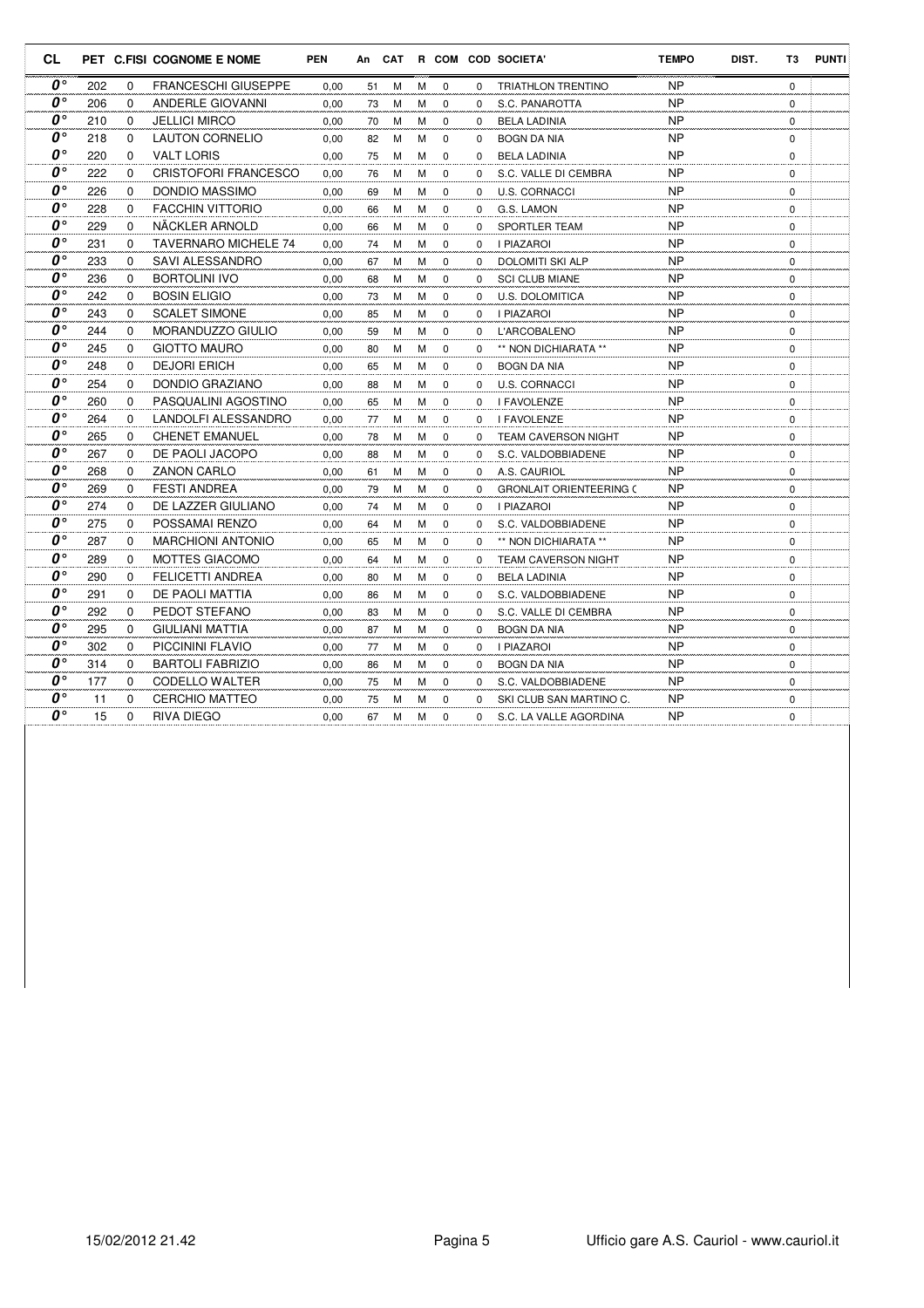| CL | PET | C.FISI | COGNOME E NOME | PEN | An | CAT | R | COM | COD | SOCIETA' | TEMPO | DIST. | T3 | PUNTI |
|---|---|---|---|---|---|---|---|---|---|---|---|---|---|---|
| 0° | 202 | 0 | FRANCESCHI GIUSEPPE | 0,00 | 51 | M | M | 0 | 0 | TRIATHLON TRENTINO | NP | | 0 | |
| 0° | 206 | 0 | ANDERLE GIOVANNI | 0,00 | 73 | M | M | 0 | 0 | S.C. PANAROTTA | NP | | 0 | |
| 0° | 210 | 0 | JELLICI MIRCO | 0,00 | 70 | M | M | 0 | 0 | BELA LADINIA | NP | | 0 | |
| 0° | 218 | 0 | LAUTON CORNELIO | 0,00 | 82 | M | M | 0 | 0 | BOGN DA NIA | NP | | 0 | |
| 0° | 220 | 0 | VALT LORIS | 0,00 | 75 | M | M | 0 | 0 | BELA LADINIA | NP | | 0 | |
| 0° | 222 | 0 | CRISTOFORI FRANCESCO | 0,00 | 76 | M | M | 0 | 0 | S.C. VALLE DI CEMBRA | NP | | 0 | |
| 0° | 226 | 0 | DONDIO MASSIMO | 0,00 | 69 | M | M | 0 | 0 | U.S. CORNACCI | NP | | 0 | |
| 0° | 228 | 0 | FACCHIN VITTORIO | 0,00 | 66 | M | M | 0 | 0 | G.S. LAMON | NP | | 0 | |
| 0° | 229 | 0 | NÄCKLER ARNOLD | 0,00 | 66 | M | M | 0 | 0 | SPORTLER TEAM | NP | | 0 | |
| 0° | 231 | 0 | TAVERNARO MICHELE 74 | 0,00 | 74 | M | M | 0 | 0 | I PIAZAROI | NP | | 0 | |
| 0° | 233 | 0 | SAVI ALESSANDRO | 0,00 | 67 | M | M | 0 | 0 | DOLOMITI SKI ALP | NP | | 0 | |
| 0° | 236 | 0 | BORTOLINI IVO | 0,00 | 68 | M | M | 0 | 0 | SCI CLUB MIANE | NP | | 0 | |
| 0° | 242 | 0 | BOSIN ELIGIO | 0,00 | 73 | M | M | 0 | 0 | U.S. DOLOMITICA | NP | | 0 | |
| 0° | 243 | 0 | SCALET SIMONE | 0,00 | 85 | M | M | 0 | 0 | I PIAZAROI | NP | | 0 | |
| 0° | 244 | 0 | MORANDUZZO GIULIO | 0,00 | 59 | M | M | 0 | 0 | L'ARCOBALENO | NP | | 0 | |
| 0° | 245 | 0 | GIOTTO MAURO | 0,00 | 80 | M | M | 0 | 0 | ** NON DICHIARATA ** | NP | | 0 | |
| 0° | 248 | 0 | DEJORI ERICH | 0,00 | 65 | M | M | 0 | 0 | BOGN DA NIA | NP | | 0 | |
| 0° | 254 | 0 | DONDIO GRAZIANO | 0,00 | 88 | M | M | 0 | 0 | U.S. CORNACCI | NP | | 0 | |
| 0° | 260 | 0 | PASQUALINI AGOSTINO | 0,00 | 65 | M | M | 0 | 0 | I FAVOLENZE | NP | | 0 | |
| 0° | 264 | 0 | LANDOLFI ALESSANDRO | 0,00 | 77 | M | M | 0 | 0 | I FAVOLENZE | NP | | 0 | |
| 0° | 265 | 0 | CHENET EMANUEL | 0,00 | 78 | M | M | 0 | 0 | TEAM CAVERSON NIGHT | NP | | 0 | |
| 0° | 267 | 0 | DE PAOLI JACOPO | 0,00 | 88 | M | M | 0 | 0 | S.C. VALDOBBIADENE | NP | | 0 | |
| 0° | 268 | 0 | ZANON CARLO | 0,00 | 61 | M | M | 0 | 0 | A.S. CAURIOL | NP | | 0 | |
| 0° | 269 | 0 | FESTI ANDREA | 0,00 | 79 | M | M | 0 | 0 | GRONLAIT ORIENTEERING ( | NP | | 0 | |
| 0° | 274 | 0 | DE LAZZER GIULIANO | 0,00 | 74 | M | M | 0 | 0 | I PIAZAROI | NP | | 0 | |
| 0° | 275 | 0 | POSSAMAI RENZO | 0,00 | 64 | M | M | 0 | 0 | S.C. VALDOBBIADENE | NP | | 0 | |
| 0° | 287 | 0 | MARCHIONI ANTONIO | 0,00 | 65 | M | M | 0 | 0 | ** NON DICHIARATA ** | NP | | 0 | |
| 0° | 289 | 0 | MOTTES GIACOMO | 0,00 | 64 | M | M | 0 | 0 | TEAM CAVERSON NIGHT | NP | | 0 | |
| 0° | 290 | 0 | FELICETTI ANDREA | 0,00 | 80 | M | M | 0 | 0 | BELA LADINIA | NP | | 0 | |
| 0° | 291 | 0 | DE PAOLI MATTIA | 0,00 | 86 | M | M | 0 | 0 | S.C. VALDOBBIADENE | NP | | 0 | |
| 0° | 292 | 0 | PEDOT STEFANO | 0,00 | 83 | M | M | 0 | 0 | S.C. VALLE DI CEMBRA | NP | | 0 | |
| 0° | 295 | 0 | GIULIANI MATTIA | 0,00 | 87 | M | M | 0 | 0 | BOGN DA NIA | NP | | 0 | |
| 0° | 302 | 0 | PICCININI FLAVIO | 0,00 | 77 | M | M | 0 | 0 | I PIAZAROI | NP | | 0 | |
| 0° | 314 | 0 | BARTOLI FABRIZIO | 0,00 | 86 | M | M | 0 | 0 | BOGN DA NIA | NP | | 0 | |
| 0° | 177 | 0 | CODELLO WALTER | 0,00 | 75 | M | M | 0 | 0 | S.C. VALDOBBIADENE | NP | | 0 | |
| 0° | 11 | 0 | CERCHIO MATTEO | 0,00 | 75 | M | M | 0 | 0 | SKI CLUB SAN MARTINO C. | NP | | 0 | |
| 0° | 15 | 0 | RIVA DIEGO | 0,00 | 67 | M | M | 0 | 0 | S.C. LA VALLE AGORDINA | NP | | 0 | |

15/02/2012 21.42 Ufficio gare A.S. Cauriol - www.cauriol.it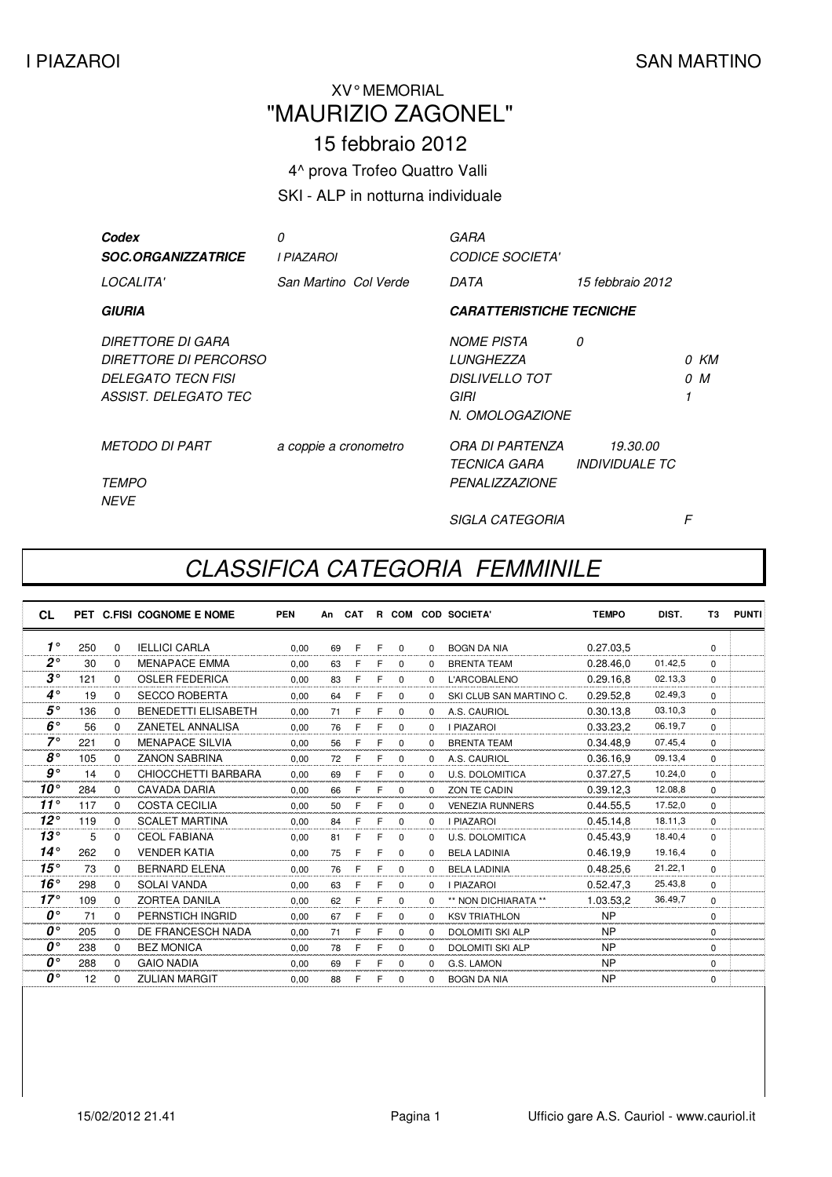I PIAZAROI SAN MARTINO

XV° MEMORIAL

# "MAURIZIO ZAGONEL"

15 febbraio 2012

4^ prova Trofeo Quattro Valli

SKI - ALP in notturna individuale

| | | | | |
|---|---|---|---|---|
| ***Codex*** | *0* | *GARA* | | |
| ***SOC.ORGANIZZATRICE*** | *I PIAZAROI* | *CODICE SOCIETA'* | | |
| *LOCALITA'* | *San Martino Col Verde* | *DATA* | *15 febbraio 2012* | |
| ***GIURIA*** | | ***CARATTERISTICHE TECNICHE*** | | |
| *DIRETTORE DI GARA* | | *NOME PISTA* | *0* | |
| *DIRETTORE DI PERCORSO* | | *LUNGHEZZA* | | *0 KM* |
| *DELEGATO TECN FISI* | | *DISLIVELLO TOT* | | *0 M* |
| *ASSIST. DELEGATO TEC* | | *GIRI* | | *1* |
| | | *N. OMOLOGAZIONE* | | |
| *METODO DI PART* | *a coppie a cronometro* | *ORA DI PARTENZA* | *19.30.00* | |
| | | *TECNICA GARA* | *INDIVIDUALE TC* | |
| *TEMPO* | | *PENALIZZAZIONE* | | |
| *NEVE* | | | | |
| | | *SIGLA CATEGORIA* | | *F* |

## *CLASSIFICA CATEGORIA FEMMINILE*

| CL | PET | C.FISI | COGNOME E NOME | PEN | An | CAT | R | COM | COD | SOCIETA' | TEMPO | DIST. | T3 | PUNTI |
|---|---|---|---|---|---|---|---|---|---|---|---|---|---|---|
| *1°* | 250 | 0 | IELLICI CARLA | 0,00 | 69 | F | F | 0 | 0 | BOGN DA NIA | 0.27.03,5 | | 0 | |
| *2°* | 30 | 0 | MENAPACE EMMA | 0,00 | 63 | F | F | 0 | 0 | BRENTA TEAM | 0.28.46,0 | 01.42,5 | 0 | |
| *3°* | 121 | 0 | OSLER FEDERICA | 0,00 | 83 | F | F | 0 | 0 | L'ARCOBALENO | 0.29.16,8 | 02.13,3 | 0 | |
| *4°* | 19 | 0 | SECCO ROBERTA | 0,00 | 64 | F | F | 0 | 0 | SKI CLUB SAN MARTINO C. | 0.29.52,8 | 02.49,3 | 0 | |
| *5°* | 136 | 0 | BENEDETTI ELISABETH | 0,00 | 71 | F | F | 0 | 0 | A.S. CAURIOL | 0.30.13,8 | 03.10,3 | 0 | |
| *6°* | 56 | 0 | ZANETEL ANNALISA | 0,00 | 76 | F | F | 0 | 0 | I PIAZAROI | 0.33.23,2 | 06.19,7 | 0 | |
| *7°* | 221 | 0 | MENAPACE SILVIA | 0,00 | 56 | F | F | 0 | 0 | BRENTA TEAM | 0.34.48,9 | 07.45,4 | 0 | |
| *8°* | 105 | 0 | ZANON SABRINA | 0,00 | 72 | F | F | 0 | 0 | A.S. CAURIOL | 0.36.16,9 | 09.13,4 | 0 | |
| *9°* | 14 | 0 | CHIOCCHETTI BARBARA | 0,00 | 69 | F | F | 0 | 0 | U.S. DOLOMITICA | 0.37.27,5 | 10.24,0 | 0 | |
| *10°* | 284 | 0 | CAVADA DARIA | 0,00 | 66 | F | F | 0 | 0 | ZON TE CADIN | 0.39.12,3 | 12.08,8 | 0 | |
| *11°* | 117 | 0 | COSTA CECILIA | 0,00 | 50 | F | F | 0 | 0 | VENEZIA RUNNERS | 0.44.55,5 | 17.52,0 | 0 | |
| *12°* | 119 | 0 | SCALET MARTINA | 0,00 | 84 | F | F | 0 | 0 | I PIAZAROI | 0.45.14,8 | 18.11,3 | 0 | |
| *13°* | 5 | 0 | CEOL FABIANA | 0,00 | 81 | F | F | 0 | 0 | U.S. DOLOMITICA | 0.45.43,9 | 18.40,4 | 0 | |
| *14°* | 262 | 0 | VENDER KATIA | 0,00 | 75 | F | F | 0 | 0 | BELA LADINIA | 0.46.19,9 | 19.16,4 | 0 | |
| *15°* | 73 | 0 | BERNARD ELENA | 0,00 | 76 | F | F | 0 | 0 | BELA LADINIA | 0.48.25,6 | 21.22,1 | 0 | |
| *16°* | 298 | 0 | SOLAI VANDA | 0,00 | 63 | F | F | 0 | 0 | I PIAZAROI | 0.52.47,3 | 25.43,8 | 0 | |
| *17°* | 109 | 0 | ZORTEA DANILA | 0,00 | 62 | F | F | 0 | 0 | ** NON DICHIARATA ** | 1.03.53,2 | 36.49,7 | 0 | |
| *0°* | 71 | 0 | PERNSTICH INGRID | 0,00 | 67 | F | F | 0 | 0 | KSV TRIATHLON | NP | | 0 | |
| *0°* | 205 | 0 | DE FRANCESCH NADA | 0,00 | 71 | F | F | 0 | 0 | DOLOMITI SKI ALP | NP | | 0 | |
| *0°* | 238 | 0 | BEZ MONICA | 0,00 | 78 | F | F | 0 | 0 | DOLOMITI SKI ALP | NP | | 0 | |
| *0°* | 288 | 0 | GAIO NADIA | 0,00 | 69 | F | F | 0 | 0 | G.S. LAMON | NP | | 0 | |
| *0°* | 12 | 0 | ZULIAN MARGIT | 0,00 | 88 | F | F | 0 | 0 | BOGN DA NIA | NP | | 0 | |

15/02/2012 21.41 Ufficio gare A.S. Cauriol - www.cauriol.it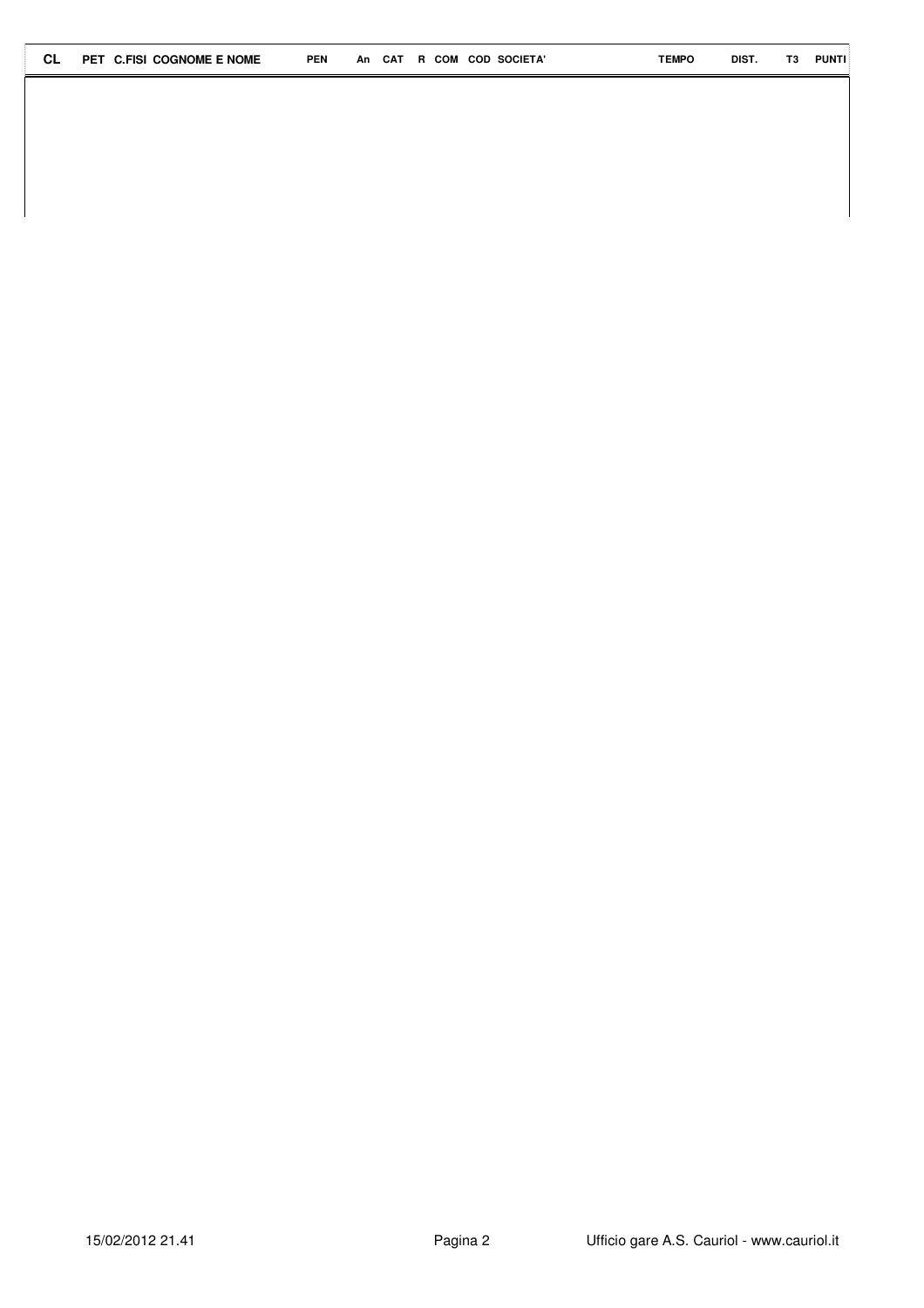| CL | PET | C.FISI | COGNOME E NOME | PEN | An | CAT | R | COM | COD | SOCIETA' | TEMPO | DIST. | T3 | PUNTI |
|---|---|---|---|---|---|---|---|---|---|---|---|---|---|---|